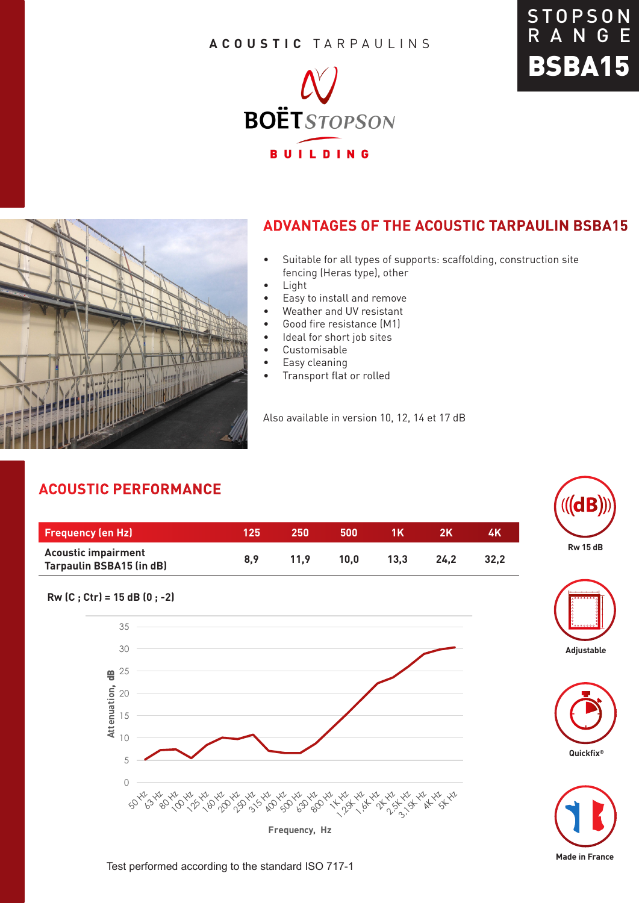STOPSON RANGE

# BSBA15

ACOUSTIC TARPAULINS

BOËT STOPSON

BUILDING

## ADVANTAGES OF THE ACOUSTIC TARPAULIN BSBA15

- Suitable for all types of supports: scaffolding, construction site fencing (Heras type), other
- Light
- Easy to install and remove
- Weather and UV resistant
- Good fire resistance (M1)
- Ideal for short job sites
- Customisable
- Easy cleaning
- Transport flat or rolled

Also available in version 10, 12, 14 et 17 dB

## ACOUSTIC PERFORMANCE

| Frequency (en Hz) | 125 | 250 | 500 | 1K | 2K | 4K |
|---|---|---|---|---|---|---|
| Acoustic impairment Tarpaulin BSBA15 (in dB) | 8,9 | 11,9 | 10,0 | 13,3 | 24,2 | 32,2 |

**Rw (C ; Ctr) = 15 dB (0 ; -2)**

Test performed according to the standard ISO 717-1

Rw 15 dB

Adjustable

Quickfix®

Made in France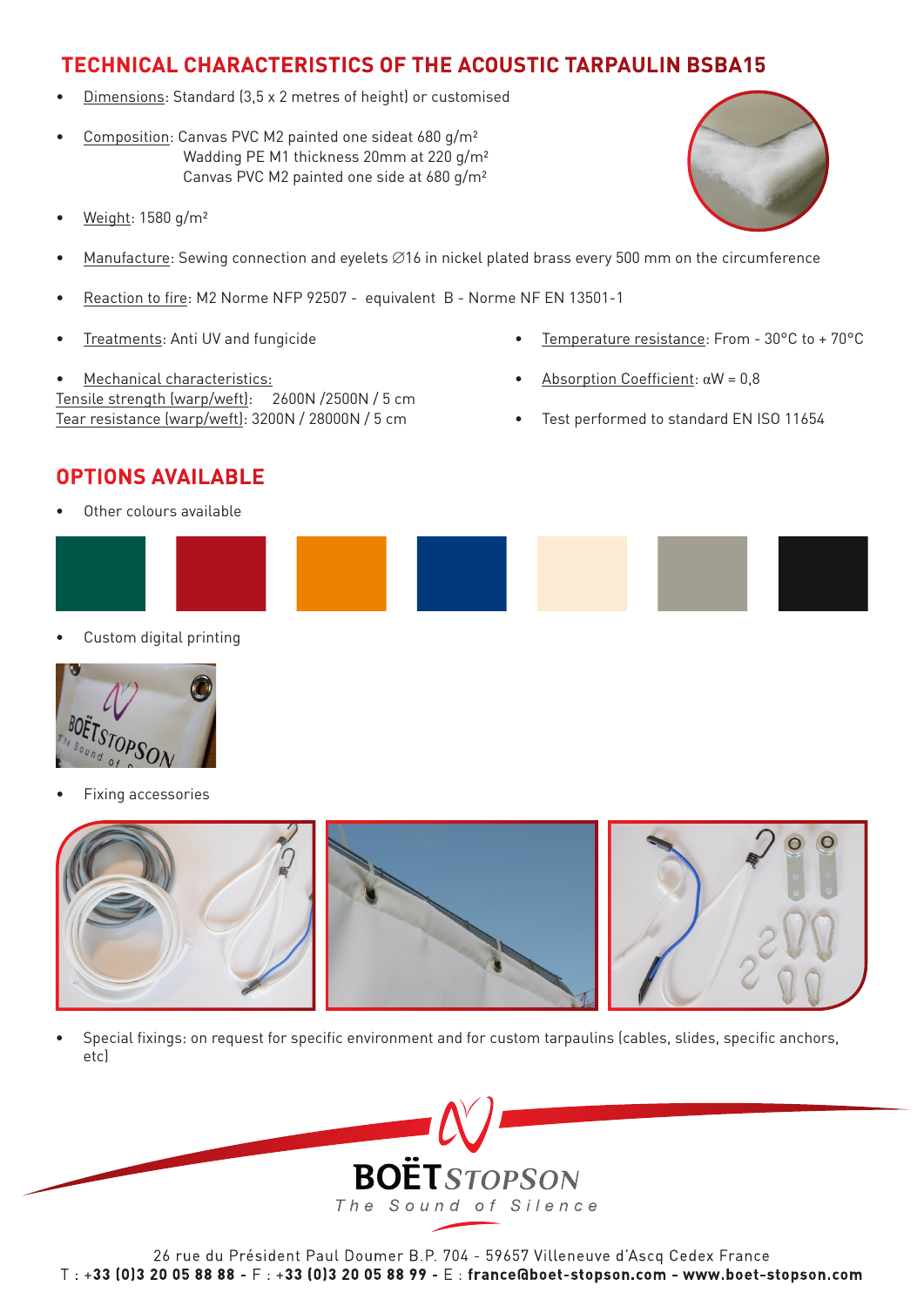## TECHNICAL CHARACTERISTICS OF THE ACOUSTIC TARPAULIN BSBA15

- Dimensions: Standard (3,5 x 2 metres of height) or customised
- Composition: Canvas PVC M2 painted one sideat 680 g/m²
  Wadding PE M1 thickness 20mm at 220 g/m²
  Canvas PVC M2 painted one side at 680 g/m²
- Weight: 1580 g/m²
- Manufacture: Sewing connection and eyelets ∅16 in nickel plated brass every 500 mm on the circumference
- Reaction to fire: M2 Norme NFP 92507 - equivalent B - Norme NF EN 13501-1
- Treatments: Anti UV and fungicide
- Mechanical characteristics:
  Tensile strength (warp/weft): 2600N /2500N / 5 cm
  Tear resistance (warp/weft): 3200N / 28000N / 5 cm
- Temperature resistance: From - 30°C to + 70°C
- Absorption Coefficient: αW = 0,8
- Test performed to standard EN ISO 11654

## OPTIONS AVAILABLE

- Other colours available
- Custom digital printing
- Fixing accessories
- Special fixings: on request for specific environment and for custom tarpaulins (cables, slides, specific anchors, etc)

BOËTSTOPSON
The Sound of Silence

26 rue du Président Paul Doumer B.P. 704 - 59657 Villeneuve d'Ascq Cedex France
T : **+33 (0)3 20 05 88 88** - F : **+33 (0)3 20 05 88 99** - E : **france@boet-stopson.com - www.boet-stopson.com**